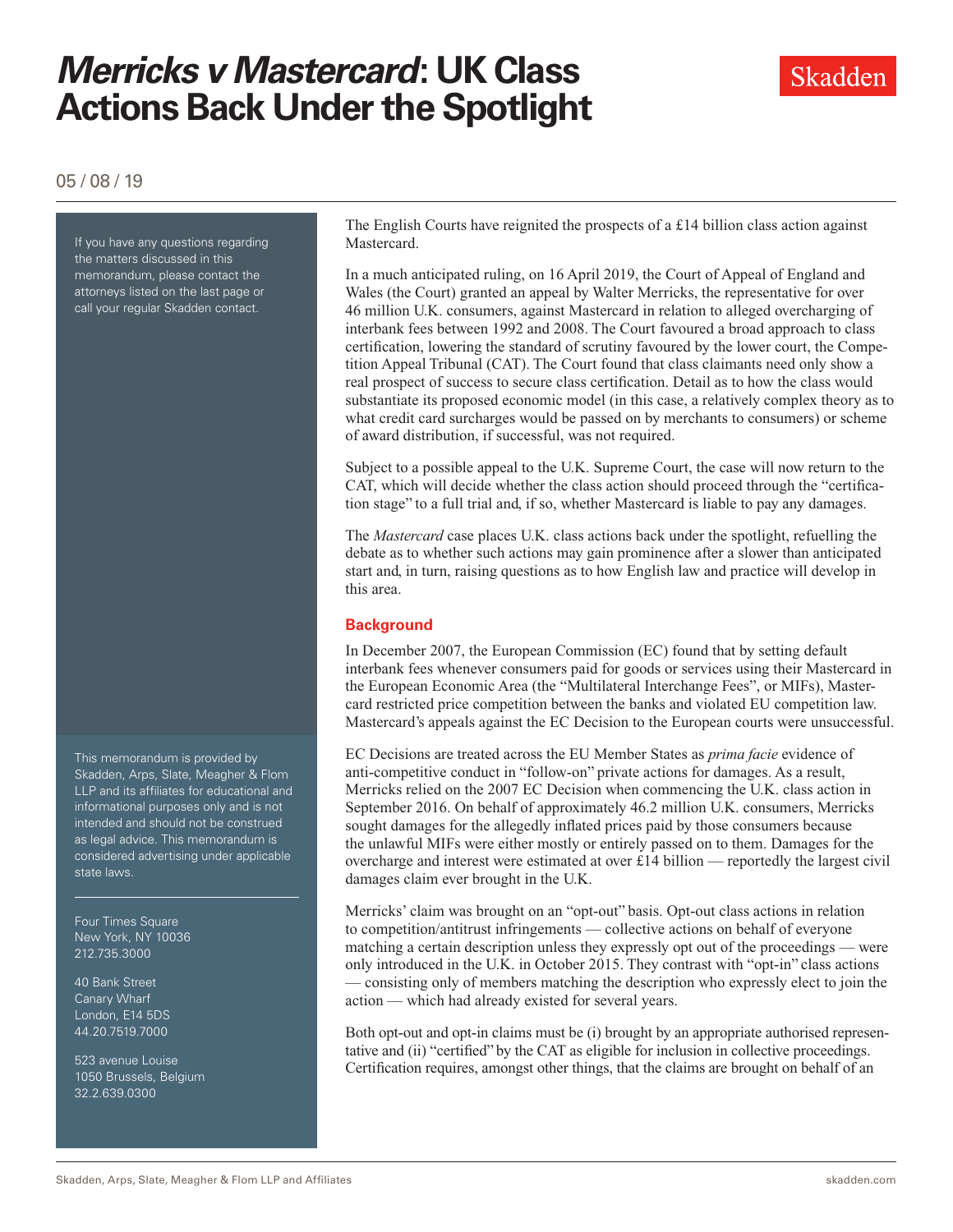# *Merricks v Mastercard*: UK Class Actions Back Under the Spotlight

05 / 08 / 19

If you have any questions regarding the matters discussed in this memorandum, please contact the attorneys listed on the last page or call your regular Skadden contact.

The English Courts have reignited the prospects of a £14 billion class action against Mastercard.

In a much anticipated ruling, on 16 April 2019, the Court of Appeal of England and Wales (the Court) granted an appeal by Walter Merricks, the representative for over 46 million U.K. consumers, against Mastercard in relation to alleged overcharging of interbank fees between 1992 and 2008. The Court favoured a broad approach to class certification, lowering the standard of scrutiny favoured by the lower court, the Competition Appeal Tribunal (CAT). The Court found that class claimants need only show a real prospect of success to secure class certification. Detail as to how the class would substantiate its proposed economic model (in this case, a relatively complex theory as to what credit card surcharges would be passed on by merchants to consumers) or scheme of award distribution, if successful, was not required.

Subject to a possible appeal to the U.K. Supreme Court, the case will now return to the CAT, which will decide whether the class action should proceed through the "certification stage" to a full trial and, if so, whether Mastercard is liable to pay any damages.

The *Mastercard* case places U.K. class actions back under the spotlight, refuelling the debate as to whether such actions may gain prominence after a slower than anticipated start and, in turn, raising questions as to how English law and practice will develop in this area.

## Background

In December 2007, the European Commission (EC) found that by setting default interbank fees whenever consumers paid for goods or services using their Mastercard in the European Economic Area (the "Multilateral Interchange Fees", or MIFs), Mastercard restricted price competition between the banks and violated EU competition law. Mastercard's appeals against the EC Decision to the European courts were unsuccessful.

EC Decisions are treated across the EU Member States as *prima facie* evidence of anti-competitive conduct in "follow-on" private actions for damages. As a result, Merricks relied on the 2007 EC Decision when commencing the U.K. class action in September 2016. On behalf of approximately 46.2 million U.K. consumers, Merricks sought damages for the allegedly inflated prices paid by those consumers because the unlawful MIFs were either mostly or entirely passed on to them. Damages for the overcharge and interest were estimated at over £14 billion — reportedly the largest civil damages claim ever brought in the U.K.

Merricks' claim was brought on an "opt-out" basis. Opt-out class actions in relation to competition/antitrust infringements — collective actions on behalf of everyone matching a certain description unless they expressly opt out of the proceedings — were only introduced in the U.K. in October 2015. They contrast with "opt-in" class actions — consisting only of members matching the description who expressly elect to join the action — which had already existed for several years.

Both opt-out and opt-in claims must be (i) brought by an appropriate authorised representative and (ii) "certified" by the CAT as eligible for inclusion in collective proceedings. Certification requires, amongst other things, that the claims are brought on behalf of an

This memorandum is provided by Skadden, Arps, Slate, Meagher & Flom LLP and its affiliates for educational and informational purposes only and is not intended and should not be construed as legal advice. This memorandum is considered advertising under applicable state laws.

Four Times Square
New York, NY 10036
212.735.3000

40 Bank Street
Canary Wharf
London, E14 5DS
44.20.7519.7000

523 avenue Louise
1050 Brussels, Belgium
32.2.639.0300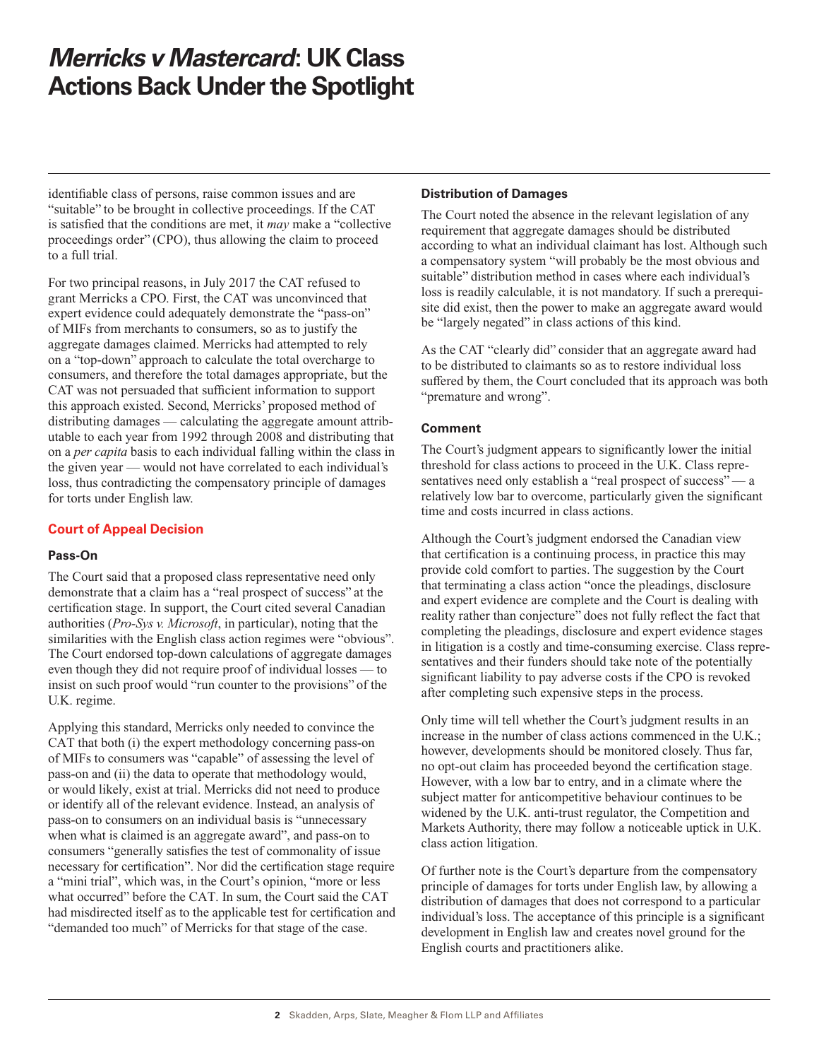identifiable class of persons, raise common issues and are "suitable" to be brought in collective proceedings. If the CAT is satisfied that the conditions are met, it *may* make a "collective proceedings order" (CPO), thus allowing the claim to proceed to a full trial.

For two principal reasons, in July 2017 the CAT refused to grant Merricks a CPO. First, the CAT was unconvinced that expert evidence could adequately demonstrate the "pass-on" of MIFs from merchants to consumers, so as to justify the aggregate damages claimed. Merricks had attempted to rely on a "top-down" approach to calculate the total overcharge to consumers, and therefore the total damages appropriate, but the CAT was not persuaded that sufficient information to support this approach existed. Second, Merricks' proposed method of distributing damages — calculating the aggregate amount attributable to each year from 1992 through 2008 and distributing that on a *per capita* basis to each individual falling within the class in the given year — would not have correlated to each individual's loss, thus contradicting the compensatory principle of damages for torts under English law.

## Court of Appeal Decision

### Pass-On

The Court said that a proposed class representative need only demonstrate that a claim has a "real prospect of success" at the certification stage. In support, the Court cited several Canadian authorities (*Pro-Sys v. Microsoft*, in particular), noting that the similarities with the English class action regimes were "obvious". The Court endorsed top-down calculations of aggregate damages even though they did not require proof of individual losses — to insist on such proof would "run counter to the provisions" of the U.K. regime.

Applying this standard, Merricks only needed to convince the CAT that both (i) the expert methodology concerning pass-on of MIFs to consumers was "capable" of assessing the level of pass-on and (ii) the data to operate that methodology would, or would likely, exist at trial. Merricks did not need to produce or identify all of the relevant evidence. Instead, an analysis of pass-on to consumers on an individual basis is "unnecessary when what is claimed is an aggregate award", and pass-on to consumers "generally satisfies the test of commonality of issue necessary for certification". Nor did the certification stage require a "mini trial", which was, in the Court's opinion, "more or less what occurred" before the CAT. In sum, the Court said the CAT had misdirected itself as to the applicable test for certification and "demanded too much" of Merricks for that stage of the case.

### Distribution of Damages

The Court noted the absence in the relevant legislation of any requirement that aggregate damages should be distributed according to what an individual claimant has lost. Although such a compensatory system "will probably be the most obvious and suitable" distribution method in cases where each individual's loss is readily calculable, it is not mandatory. If such a prerequisite did exist, then the power to make an aggregate award would be "largely negated" in class actions of this kind.

As the CAT "clearly did" consider that an aggregate award had to be distributed to claimants so as to restore individual loss suffered by them, the Court concluded that its approach was both "premature and wrong".

### Comment

The Court's judgment appears to significantly lower the initial threshold for class actions to proceed in the U.K. Class representatives need only establish a "real prospect of success" — a relatively low bar to overcome, particularly given the significant time and costs incurred in class actions.

Although the Court's judgment endorsed the Canadian view that certification is a continuing process, in practice this may provide cold comfort to parties. The suggestion by the Court that terminating a class action "once the pleadings, disclosure and expert evidence are complete and the Court is dealing with reality rather than conjecture" does not fully reflect the fact that completing the pleadings, disclosure and expert evidence stages in litigation is a costly and time-consuming exercise. Class representatives and their funders should take note of the potentially significant liability to pay adverse costs if the CPO is revoked after completing such expensive steps in the process.

Only time will tell whether the Court's judgment results in an increase in the number of class actions commenced in the U.K.; however, developments should be monitored closely. Thus far, no opt-out claim has proceeded beyond the certification stage. However, with a low bar to entry, and in a climate where the subject matter for anticompetitive behaviour continues to be widened by the U.K. anti-trust regulator, the Competition and Markets Authority, there may follow a noticeable uptick in U.K. class action litigation.

Of further note is the Court's departure from the compensatory principle of damages for torts under English law, by allowing a distribution of damages that does not correspond to a particular individual's loss. The acceptance of this principle is a significant development in English law and creates novel ground for the English courts and practitioners alike.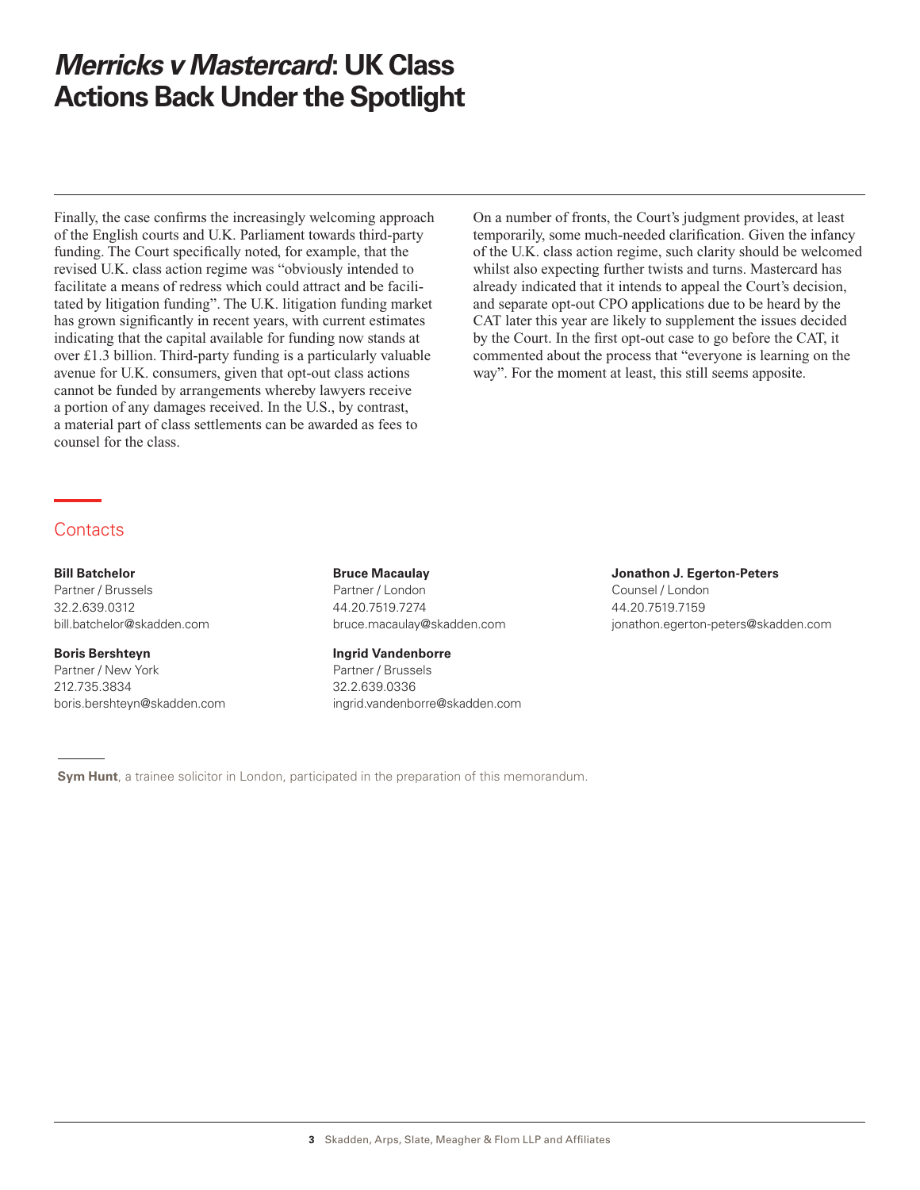# *Merricks v Mastercard*: UK Class Actions Back Under the Spotlight

Finally, the case confirms the increasingly welcoming approach of the English courts and U.K. Parliament towards third-party funding. The Court specifically noted, for example, that the revised U.K. class action regime was "obviously intended to facilitate a means of redress which could attract and be facilitated by litigation funding". The U.K. litigation funding market has grown significantly in recent years, with current estimates indicating that the capital available for funding now stands at over £1.3 billion. Third-party funding is a particularly valuable avenue for U.K. consumers, given that opt-out class actions cannot be funded by arrangements whereby lawyers receive a portion of any damages received. In the U.S., by contrast, a material part of class settlements can be awarded as fees to counsel for the class.

On a number of fronts, the Court's judgment provides, at least temporarily, some much-needed clarification. Given the infancy of the U.K. class action regime, such clarity should be welcomed whilst also expecting further twists and turns. Mastercard has already indicated that it intends to appeal the Court's decision, and separate opt-out CPO applications due to be heard by the CAT later this year are likely to supplement the issues decided by the Court. In the first opt-out case to go before the CAT, it commented about the process that "everyone is learning on the way". For the moment at least, this still seems apposite.

## Contacts

**Bill Batchelor**
Partner / Brussels
32.2.639.0312
bill.batchelor@skadden.com

**Boris Bershteyn**
Partner / New York
212.735.3834
boris.bershteyn@skadden.com

**Bruce Macaulay**
Partner / London
44.20.7519.7274
bruce.macaulay@skadden.com

**Ingrid Vandenborre**
Partner / Brussels
32.2.639.0336
ingrid.vandenborre@skadden.com

**Jonathon J. Egerton-Peters**
Counsel / London
44.20.7519.7159
jonathon.egerton-peters@skadden.com

---

**Sym Hunt**, a trainee solicitor in London, participated in the preparation of this memorandum.